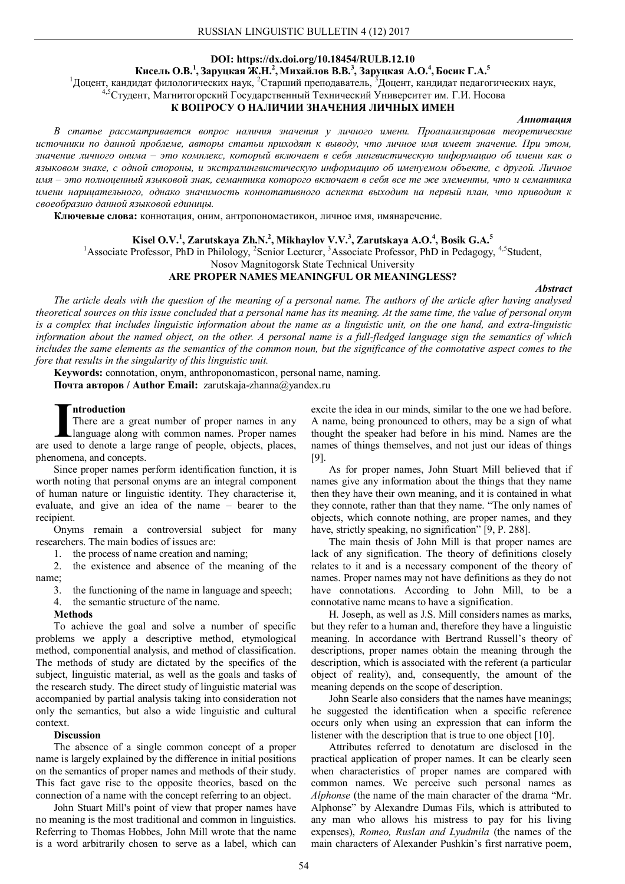**DOI: https://dx.doi.org/10.18454/RULB.12.10**

**Кисель О.В.[1], Заруцкая Ж.Н.[2], Михайлов В.В.[3], Заруцкая А.О.[4], Босик Г.А.[5]**

[1]Доцент, кандидат филологических наук, [2]Старший преподаватель, [3]Доцент, кандидат педагогических наук, [4,5]Студент, Магнитогорский Государственный Технический Университет им. Г.И. Носова

# К ВОПРОСУ О НАЛИЧИИ ЗНАЧЕНИЯ ЛИЧНЫХ ИМЕН

***Аннотация***

*В статье рассматривается вопрос наличия значения у личного имени. Проанализировав теоретические источники по данной проблеме, авторы статьи приходят к выводу, что личное имя имеет значение. При этом, значение личного онима – это комплекс, который включает в себя лингвистическую информацию об имени как о языковом знаке, с одной стороны, и экстралингвистическую информацию об именуемом объекте, с другой. Личное имя – это полноценный языковой знак, семантика которого включает в себя все те же элементы, что и семантика имени нарицательного, однако значимость коннотативного аспекта выходит на первый план, что приводит к своеобразию данной языковой единицы.*

**Ключевые слова:** коннотация, оним, антропономастикон, личное имя, имянаречение.

**Kisel O.V.[1], Zarutskaya Zh.N.[2], Mikhaylov V.V.[3], Zarutskaya A.O.[4], Bosik G.A.[5]**

[1]Associate Professor, PhD in Philology, [2]Senior Lecturer, [3]Associate Professor, PhD in Pedagogy, [4,5]Student, Nosov Magnitogorsk State Technical University

# ARE PROPER NAMES MEANINGFUL OR MEANINGLESS?

***Abstract***

*The article deals with the question of the meaning of a personal name. The authors of the article after having analysed theoretical sources on this issue concluded that a personal name has its meaning. At the same time, the value of personal onym is a complex that includes linguistic information about the name as a linguistic unit, on the one hand, and extra-linguistic information about the named object, on the other. A personal name is a full-fledged language sign the semantics of which includes the same elements as the semantics of the common noun, but the significance of the connotative aspect comes to the fore that results in the singularity of this linguistic unit.*

**Keywords:** connotation, onym, anthroponomasticon, personal name, naming.

**Почта авторов / Author Email:** zarutskaja-zhanna@yandex.ru

## Introduction

There are a great number of proper names in any language along with common names. Proper names are used to denote a large range of people, objects, places, phenomena, and concepts.

Since proper names perform identification function, it is worth noting that personal onyms are an integral component of human nature or linguistic identity. They characterise it, evaluate, and give an idea of the name – bearer to the recipient.

Onyms remain a controversial subject for many researchers. The main bodies of issues are:

1. the process of name creation and naming;
2. the existence and absence of the meaning of the name;
3. the functioning of the name in language and speech;
4. the semantic structure of the name.

## Methods

To achieve the goal and solve a number of specific problems we apply a descriptive method, etymological method, componential analysis, and method of classification. The methods of study are dictated by the specifics of the subject, linguistic material, as well as the goals and tasks of the research study. The direct study of linguistic material was accompanied by partial analysis taking into consideration not only the semantics, but also a wide linguistic and cultural context.

## Discussion

The absence of a single common concept of a proper name is largely explained by the difference in initial positions on the semantics of proper names and methods of their study. This fact gave rise to the opposite theories, based on the connection of a name with the concept referring to an object.

John Stuart Mill's point of view that proper names have no meaning is the most traditional and common in linguistics. Referring to Thomas Hobbes, John Mill wrote that the name is a word arbitrarily chosen to serve as a label, which can excite the idea in our minds, similar to the one we had before. A name, being pronounced to others, may be a sign of what thought the speaker had before in his mind. Names are the names of things themselves, and not just our ideas of things [9].

As for proper names, John Stuart Mill believed that if names give any information about the things that they name then they have their own meaning, and it is contained in what they connote, rather than that they name. "The only names of objects, which connote nothing, are proper names, and they have, strictly speaking, no signification" [9, P. 288].

The main thesis of John Mill is that proper names are lack of any signification. The theory of definitions closely relates to it and is a necessary component of the theory of names. Proper names may not have definitions as they do not have connotations. According to John Mill, to be a connotative name means to have a signification.

H. Joseph, as well as J.S. Mill considers names as marks, but they refer to a human and, therefore they have a linguistic meaning. In accordance with Bertrand Russell's theory of descriptions, proper names obtain the meaning through the description, which is associated with the referent (a particular object of reality), and, consequently, the amount of the meaning depends on the scope of description.

John Searle also considers that the names have meanings; he suggested the identification when a specific reference occurs only when using an expression that can inform the listener with the description that is true to one object [10].

Attributes referred to denotatum are disclosed in the practical application of proper names. It can be clearly seen when characteristics of proper names are compared with common names. We perceive such personal names as *Alphonse* (the name of the main character of the drama "Mr. Alphonse" by Alexandre Dumas Fils, which is attributed to any man who allows his mistress to pay for his living expenses), *Romeo, Ruslan and Lyudmila* (the names of the main characters of Alexander Pushkin's first narrative poem,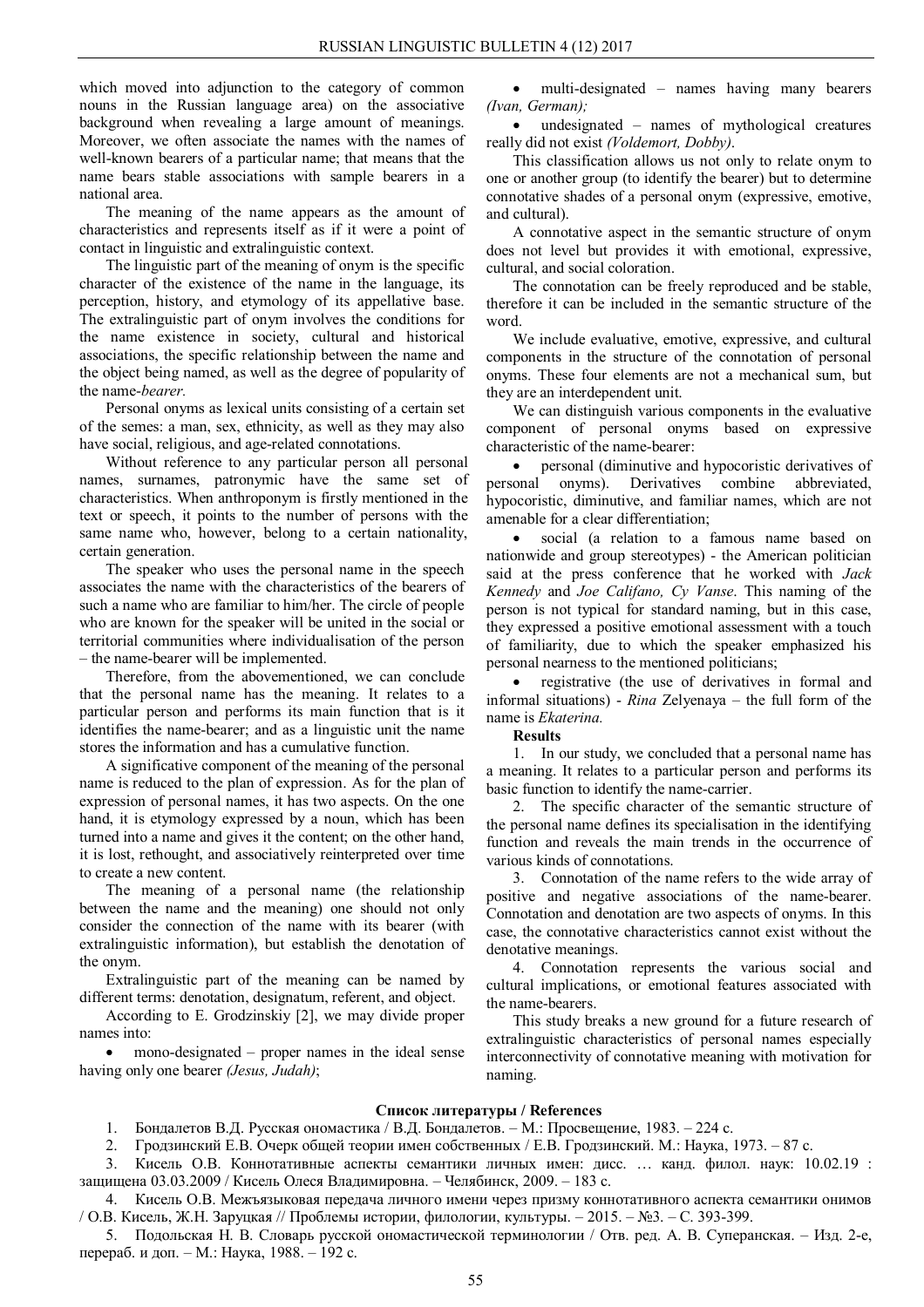which moved into adjunction to the category of common nouns in the Russian language area) on the associative background when revealing a large amount of meanings. Moreover, we often associate the names with the names of well-known bearers of a particular name; that means that the name bears stable associations with sample bearers in a national area.

The meaning of the name appears as the amount of characteristics and represents itself as if it were a point of contact in linguistic and extralinguistic context.

The linguistic part of the meaning of onym is the specific character of the existence of the name in the language, its perception, history, and etymology of its appellative base. The extralinguistic part of onym involves the conditions for the name existence in society, cultural and historical associations, the specific relationship between the name and the object being named, as well as the degree of popularity of the name-*bearer.*

Personal onyms as lexical units consisting of a certain set of the semes: a man, sex, ethnicity, as well as they may also have social, religious, and age-related connotations.

Without reference to any particular person all personal names, surnames, patronymic have the same set of characteristics. When anthroponym is firstly mentioned in the text or speech, it points to the number of persons with the same name who, however, belong to a certain nationality, certain generation.

The speaker who uses the personal name in the speech associates the name with the characteristics of the bearers of such a name who are familiar to him/her. The circle of people who are known for the speaker will be united in the social or territorial communities where individualisation of the person – the name-bearer will be implemented.

Therefore, from the abovementioned, we can conclude that the personal name has the meaning. It relates to a particular person and performs its main function that is it identifies the name-bearer; and as a linguistic unit the name stores the information and has a cumulative function.

A significative component of the meaning of the personal name is reduced to the plan of expression. As for the plan of expression of personal names, it has two aspects. On the one hand, it is etymology expressed by a noun, which has been turned into a name and gives it the content; on the other hand, it is lost, rethought, and associatively reinterpreted over time to create a new content.

The meaning of a personal name (the relationship between the name and the meaning) one should not only consider the connection of the name with its bearer (with extralinguistic information), but establish the denotation of the onym.

Extralinguistic part of the meaning can be named by different terms: denotation, designatum, referent, and object.

According to E. Grodzinskiy [2], we may divide proper names into:

- mono-designated – proper names in the ideal sense having only one bearer *(Jesus, Judah)*;
- multi-designated – names having many bearers *(Ivan, German);*
- undesignated – names of mythological creatures really did not exist *(Voldemort, Dobby).*

This classification allows us not only to relate onym to one or another group (to identify the bearer) but to determine connotative shades of a personal onym (expressive, emotive, and cultural).

A connotative aspect in the semantic structure of onym does not level but provides it with emotional, expressive, cultural, and social coloration.

The connotation can be freely reproduced and be stable, therefore it can be included in the semantic structure of the word.

We include evaluative, emotive, expressive, and cultural components in the structure of the connotation of personal onyms. These four elements are not a mechanical sum, but they are an interdependent unit.

We can distinguish various components in the evaluative component of personal onyms based on expressive characteristic of the name-bearer:

- personal (diminutive and hypocoristic derivatives of personal onyms). Derivatives combine abbreviated, hypocoristic, diminutive, and familiar names, which are not amenable for a clear differentiation;
- social (a relation to a famous name based on nationwide and group stereotypes) - the American politician said at the press conference that he worked with *Jack Kennedy* and *Joe Califano, Cy Vanse*. This naming of the person is not typical for standard naming, but in this case, they expressed a positive emotional assessment with a touch of familiarity, due to which the speaker emphasized his personal nearness to the mentioned politicians;
- registrative (the use of derivatives in formal and informal situations) - *Rina* Zelyenaya – the full form of the name is *Ekaterina.*

**Results**

1. In our study, we concluded that a personal name has a meaning. It relates to a particular person and performs its basic function to identify the name-carrier.
2. The specific character of the semantic structure of the personal name defines its specialisation in the identifying function and reveals the main trends in the occurrence of various kinds of connotations.
3. Connotation of the name refers to the wide array of positive and negative associations of the name-bearer. Connotation and denotation are two aspects of onyms. In this case, the connotative characteristics cannot exist without the denotative meanings.
4. Connotation represents the various social and cultural implications, or emotional features associated with the name-bearers.

This study breaks a new ground for a future research of extralinguistic characteristics of personal names especially interconnectivity of connotative meaning with motivation for naming.

## Список литературы / References

1. Бондалетов В.Д. Русская ономастика / В.Д. Бондалетов. – М.: Просвещение, 1983. – 224 с.
2. Гродзинский Е.В. Очерк общей теории имен собственных / Е.В. Гродзинский. М.: Наука, 1973. – 87 с.
3. Кисель О.В. Коннотативные аспекты семантики личных имен: дисс. … канд. филол. наук: 10.02.19 : защищена 03.03.2009 / Кисель Олеся Владимировна. – Челябинск, 2009. – 183 с.
4. Кисель О.В. Межъязыковая передача личного имени через призму коннотативного аспекта семантики онимов / О.В. Кисель, Ж.Н. Заруцкая // Проблемы истории, филологии, культуры. – 2015. – №3. – С. 393-399.
5. Подольская Н. В. Словарь русской ономастической терминологии / Отв. ред. А. В. Суперанская. – Изд. 2-е, перераб. и доп. – М.: Наука, 1988. – 192 с.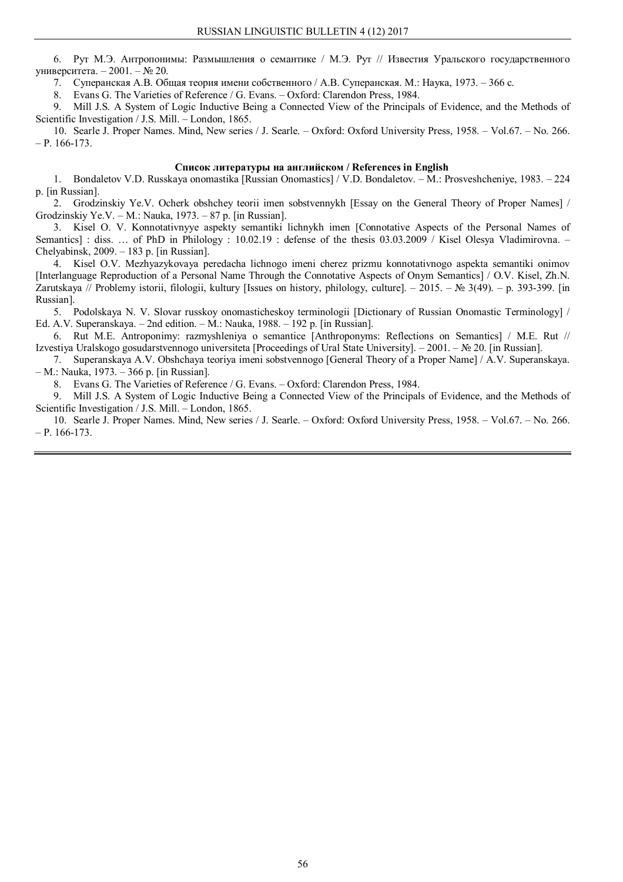6. Рут М.Э. Антропонимы: Размышления о семантике / М.Э. Рут // Известия Уральского государственного университета. – 2001. – № 20.

7. Суперанская А.В. Общая теория имени собственного / А.В. Суперанская. М.: Наука, 1973. – 366 с.

8. Evans G. The Varieties of Reference / G. Evans. – Oxford: Clarendon Press, 1984.

9. Mill J.S. A System of Logic Inductive Being a Connected View of the Principals of Evidence, and the Methods of Scientific Investigation / J.S. Mill. – London, 1865.

10. Searle J. Proper Names. Mind, New series / J. Searle. – Oxford: Oxford University Press, 1958. – Vol.67. – No. 266. – P. 166-173.

**Список литературы на английском / References in English**

1. Bondaletov V.D. Russkaya onomastika [Russian Onomastics] / V.D. Bondaletov. – M.: Prosveshcheniye, 1983. – 224 p. [in Russian].

2. Grodzinskiy Ye.V. Ocherk obshchey teorii imen sobstvennykh [Essay on the General Theory of Proper Names] / Grodzinskiy Ye.V. – M.: Nauka, 1973. – 87 p. [in Russian].

3. Kisel O. V. Konnotativnyye aspekty semantiki lichnykh imen [Connotative Aspects of the Personal Names of Semantics] : diss. … of PhD in Philology : 10.02.19 : defense of the thesis 03.03.2009 / Kisel Olesya Vladimirovna. – Chelyabinsk, 2009. – 183 p. [in Russian].

4. Kisel O.V. Mezhyazykovaya peredacha lichnogo imeni cherez prizmu konnotativnogo aspekta semantiki onimov [Interlanguage Reproduction of a Personal Name Through the Connotative Aspects of Onym Semantics] / O.V. Kisel, Zh.N. Zarutskaya // Problemy istorii, filologii, kultury [Issues on history, philology, culture]. – 2015. – № 3(49). – p. 393-399. [in Russian].

5. Podolskaya N. V. Slovar russkoy onomasticheskoy terminologii [Dictionary of Russian Onomastic Terminology] / Ed. A.V. Superanskaya. – 2nd edition. – M.: Nauka, 1988. – 192 p. [in Russian].

6. Rut M.E. Antroponimy: razmyshleniya o semantice [Anthroponyms: Reflections on Semantics] / M.E. Rut // Izvestiya Uralskogo gosudarstvennogo universiteta [Proceedings of Ural State University]. – 2001. – № 20. [in Russian].

7. Superanskaya A.V. Obshchaya teoriya imeni sobstvennogo [General Theory of a Proper Name] / A.V. Superanskaya. – M.: Nauka, 1973. – 366 p. [in Russian].

8. Evans G. The Varieties of Reference / G. Evans. – Oxford: Clarendon Press, 1984.

9. Mill J.S. A System of Logic Inductive Being a Connected View of the Principals of Evidence, and the Methods of Scientific Investigation / J.S. Mill. – London, 1865.

10. Searle J. Proper Names. Mind, New series / J. Searle. – Oxford: Oxford University Press, 1958. – Vol.67. – No. 266. – P. 166-173.